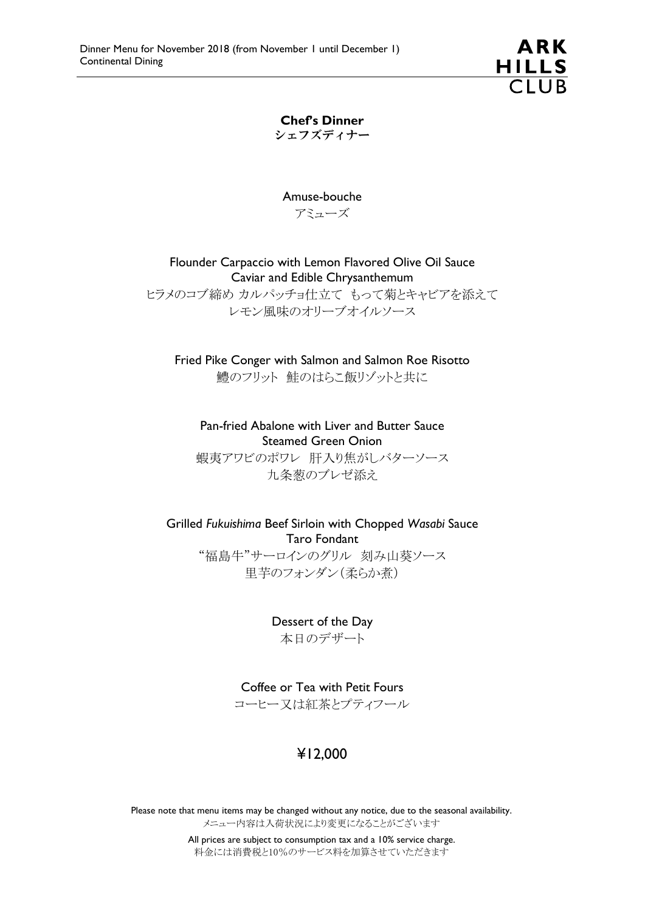Dinner Menu for November 2018 (from November 1 until December 1)
Continental Dining

ARK HILLS CLUB

## Chef's Dinner
## シェフズディナー

Amuse-bouche
アミューズ

Flounder Carpaccio with Lemon Flavored Olive Oil Sauce
Caviar and Edible Chrysanthemum
ヒラメのコブ締め カルパッチョ仕立て もって菊とキャビアを添えて
レモン風味のオリーブオイルソース

Fried Pike Conger with Salmon and Salmon Roe Risotto
鱧のフリット 鮭のはらこ飯リゾットと共に

Pan-fried Abalone with Liver and Butter Sauce
Steamed Green Onion
蝦夷アワビのポワレ 肝入り焦がしバターソース
九条葱のブレゼ添え

Grilled *Fukuishima* Beef Sirloin with Chopped *Wasabi* Sauce
Taro Fondant
"福島牛"サーロインのグリル 刻み山葵ソース
里芋のフォンダン(柔らか煮)

Dessert of the Day
本日のデザート

Coffee or Tea with Petit Fours
コーヒー又は紅茶とプティフール

¥12,000

Please note that menu items may be changed without any notice, due to the seasonal availability.
メニュー内容は入荷状況により変更になることがございます

All prices are subject to consumption tax and a 10% service charge.
料金には消費税と10%のサービス料を加算させていただきます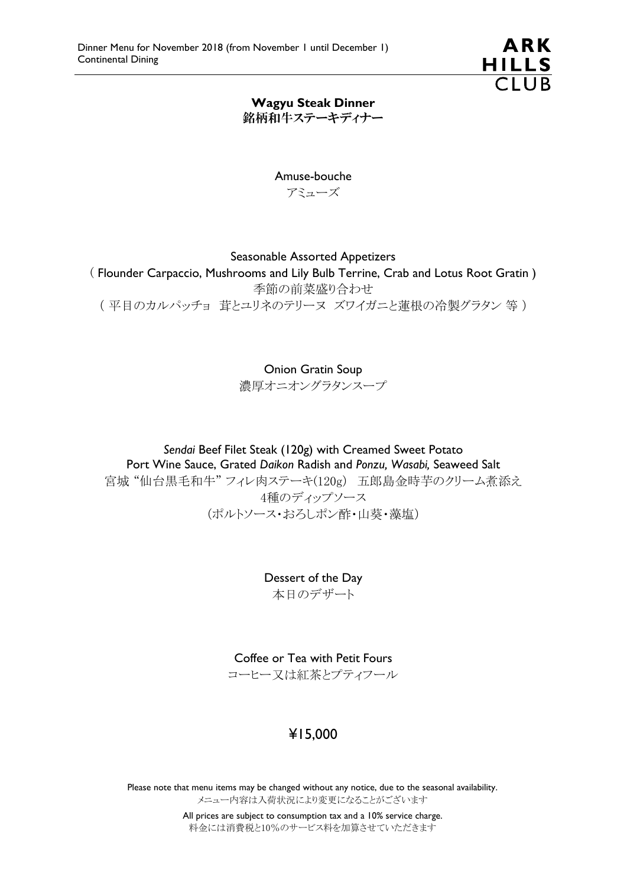Dinner Menu for November 2018 (from November 1 until December 1)
Continental Dining

ARK HILLS CLUB

## Wagyu Steak Dinner
## 銘柄和牛ステーキディナー

Amuse-bouche
アミューズ

Seasonable Assorted Appetizers
( Flounder Carpaccio, Mushrooms and Lily Bulb Terrine, Crab and Lotus Root Gratin )
季節の前菜盛り合わせ
( 平目のカルパッチョ　茸とユリネのテリーヌ　ズワイガニと蓮根の冷製グラタン 等 )

Onion Gratin Soup
濃厚オニオングラタンスープ

*Sendai* Beef Filet Steak (120g) with Creamed Sweet Potato
Port Wine Sauce, Grated *Daikon* Radish and *Ponzu, Wasabi,* Seaweed Salt
宮城 "仙台黒毛和牛" フィレ肉ステーキ(120g)　五郎島金時芋のクリーム煮添え
4種のディップソース
(ポルトソース・おろしポン酢・山葵・藻塩)

Dessert of the Day
本日のデザート

Coffee or Tea with Petit Fours
コーヒー又は紅茶とプティフール

¥15,000

Please note that menu items may be changed without any notice, due to the seasonal availability.
メニュー内容は入荷状況により変更になることがございます

All prices are subject to consumption tax and a 10% service charge.
料金には消費税と10%のサービス料を加算させていただきます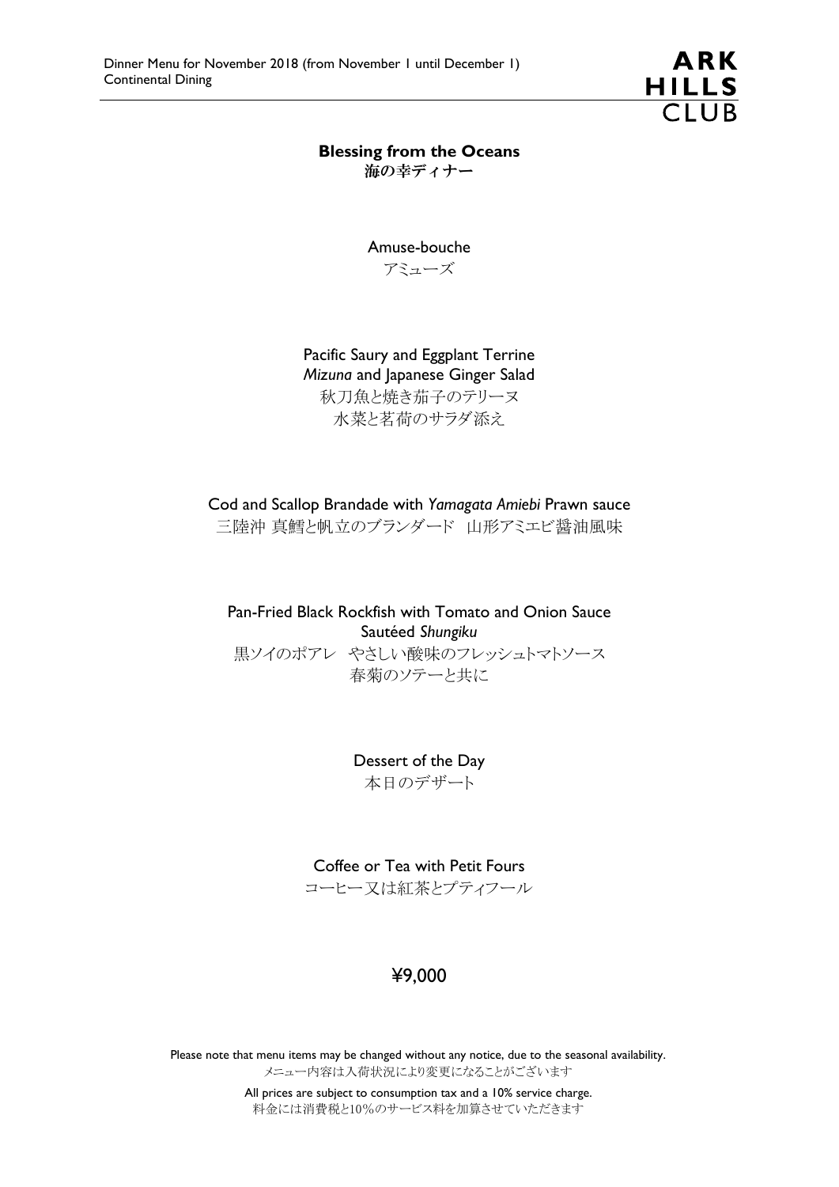Dinner Menu for November 2018 (from November 1 until December 1)
Continental Dining

ARK HILLS CLUB

## Blessing from the Oceans
## 海の幸ディナー

Amuse-bouche
アミューズ

Pacific Saury and Eggplant Terrine
*Mizuna* and Japanese Ginger Salad
秋刀魚と焼き茄子のテリーヌ
水菜と茗荷のサラダ添え

Cod and Scallop Brandade with *Yamagata Amiebi* Prawn sauce
三陸沖 真鱈と帆立のブランダード　山形アミエビ醤油風味

Pan-Fried Black Rockfish with Tomato and Onion Sauce
Sautéed *Shungiku*
黒ソイのポアレ　やさしい酸味のフレッシュトマトソース
春菊のソテーと共に

Dessert of the Day
本日のデザート

Coffee or Tea with Petit Fours
コーヒー又は紅茶とプティフール

¥9,000

Please note that menu items may be changed without any notice, due to the seasonal availability.
メニュー内容は入荷状況により変更になることがございます

All prices are subject to consumption tax and a 10% service charge.
料金には消費税と10%のサービス料を加算させていただきます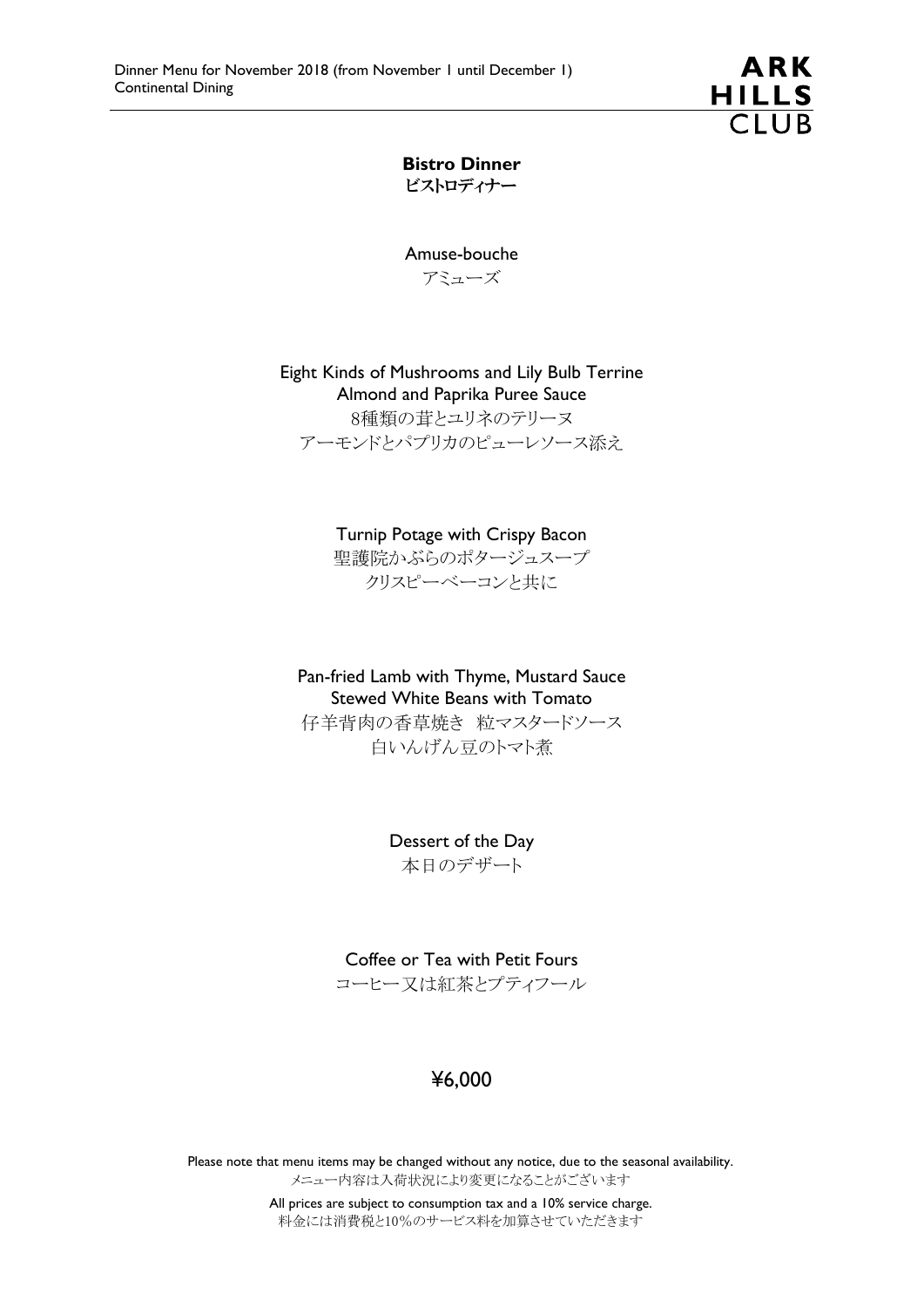Dinner Menu for November 2018 (from November 1 until December 1)
Continental Dining

ARK HILLS CLUB

# Bistro Dinner
## ビストロディナー

Amuse-bouche
アミューズ

Eight Kinds of Mushrooms and Lily Bulb Terrine
Almond and Paprika Puree Sauce
8種類の茸とユリネのテリーヌ
アーモンドとパプリカのピューレソース添え

Turnip Potage with Crispy Bacon
聖護院かぶらのポタージュスープ
クリスピーベーコンと共に

Pan-fried Lamb with Thyme, Mustard Sauce
Stewed White Beans with Tomato
仔羊背肉の香草焼き　粒マスタードソース
白いんげん豆のトマト煮

Dessert of the Day
本日のデザート

Coffee or Tea with Petit Fours
コーヒー又は紅茶とプティフール

**¥6,000**

Please note that menu items may be changed without any notice, due to the seasonal availability.
メニュー内容は入荷状況により変更になることがございます

All prices are subject to consumption tax and a 10% service charge.
料金には消費税と10%のサービス料を加算させていただきます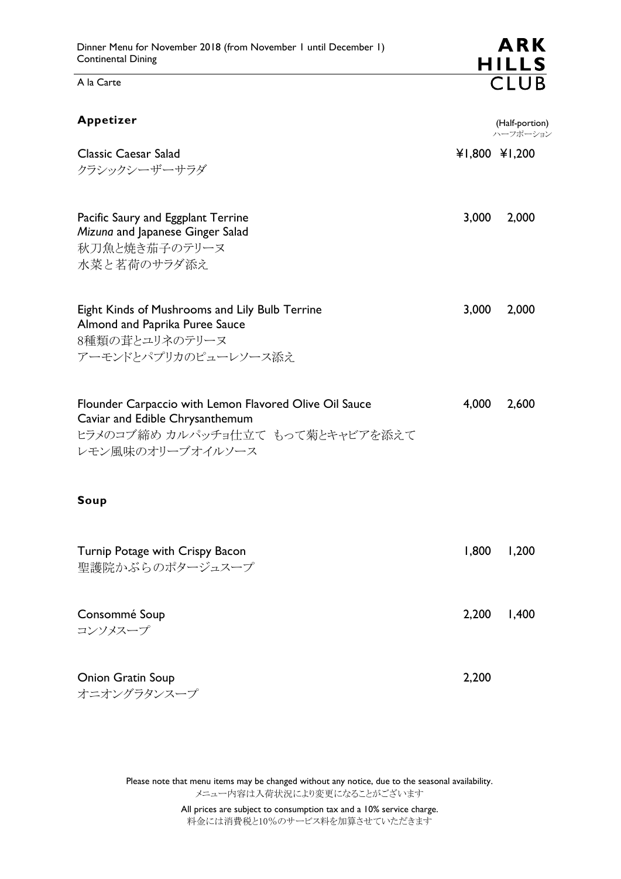Dinner Menu for November 2018 (from November 1 until December 1)
Continental Dining

A la Carte

**ARK HILLS CLUB**

## Appetizer

| | | (Half-portion) ハーフポーション |
|---|---|---|
| Classic Caesar Salad<br>クラシックシーザーサラダ | ¥1,800 | ¥1,200 |
| Pacific Saury and Eggplant Terrine<br>*Mizuna* and Japanese Ginger Salad<br>秋刀魚と焼き茄子のテリーヌ<br>水菜と茗荷のサラダ添え | 3,000 | 2,000 |
| Eight Kinds of Mushrooms and Lily Bulb Terrine<br>Almond and Paprika Puree Sauce<br>8種類の茸とユリネのテリーヌ<br>アーモンドとパプリカのピューレソース添え | 3,000 | 2,000 |
| Flounder Carpaccio with Lemon Flavored Olive Oil Sauce<br>Caviar and Edible Chrysanthemum<br>ヒラメのコブ締め カルパッチョ仕立て もって菊とキャビアを添えて<br>レモン風味のオリーブオイルソース | 4,000 | 2,600 |

## Soup

| | | |
|---|---|---|
| Turnip Potage with Crispy Bacon<br>聖護院かぶらのポタージュスープ | 1,800 | 1,200 |
| Consommé Soup<br>コンソメスープ | 2,200 | 1,400 |
| Onion Gratin Soup<br>オニオングラタンスープ | 2,200 | |

Please note that menu items may be changed without any notice, due to the seasonal availability.
メニュー内容は入荷状況により変更になることがございます

All prices are subject to consumption tax and a 10% service charge.
料金には消費税と10%のサービス料を加算させていただきます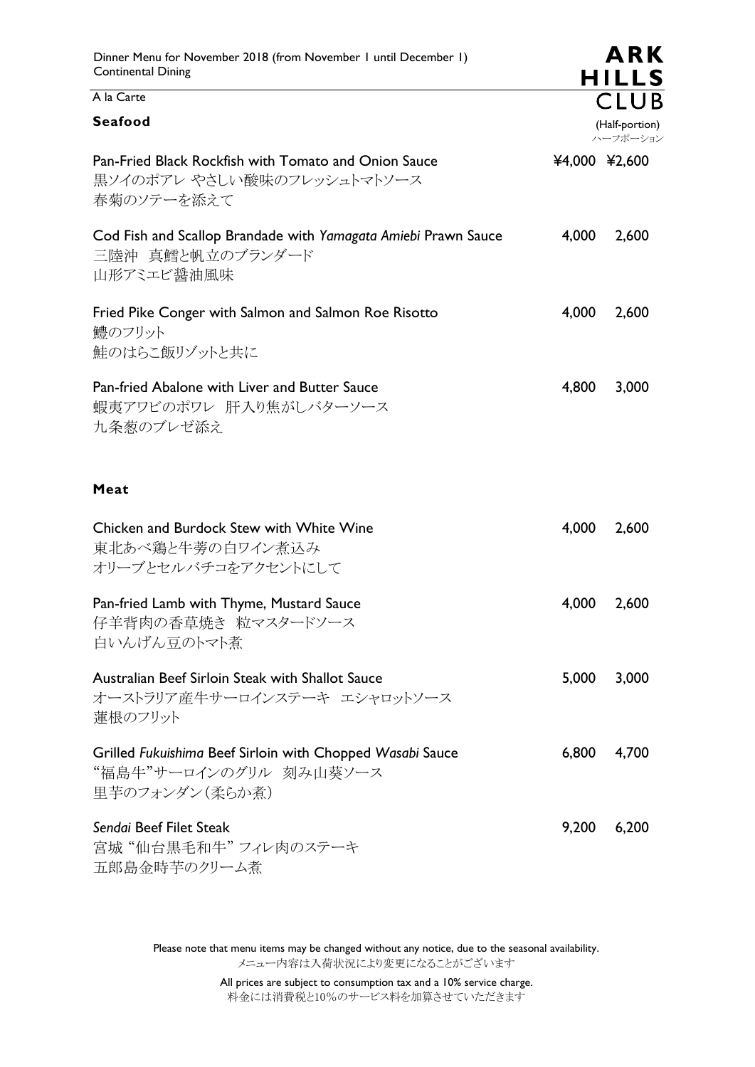Dinner Menu for November 2018 (from November 1 until December 1)
Continental Dining

**ARK HILLS CLUB**

A la Carte

## Seafood

| | | (Half-portion) ハーフポーション |
|---|---|---|
| Pan-Fried Black Rockfish with Tomato and Onion Sauce<br>黒ソイのポアレ やさしい酸味のフレッシュトマトソース<br>春菊のソテーを添えて | ¥4,000 | ¥2,600 |
| Cod Fish and Scallop Brandade with *Yamagata Amiebi* Prawn Sauce<br>三陸沖　真鱈と帆立のブランダード<br>山形アミエビ醤油風味 | 4,000 | 2,600 |
| Fried Pike Conger with Salmon and Salmon Roe Risotto<br>鱧のフリット<br>鮭のはらこ飯リゾットと共に | 4,000 | 2,600 |
| Pan-fried Abalone with Liver and Butter Sauce<br>蝦夷アワビのポワレ　肝入り焦がしバターソース<br>九条葱のブレゼ添え | 4,800 | 3,000 |

## Meat

| | | |
|---|---|---|
| Chicken and Burdock Stew with White Wine<br>東北あべ鶏と牛蒡の白ワイン煮込み<br>オリーブとセルバチコをアクセントにして | 4,000 | 2,600 |
| Pan-fried Lamb with Thyme, Mustard Sauce<br>仔羊背肉の香草焼き　粒マスタードソース<br>白いんげん豆のトマト煮 | 4,000 | 2,600 |
| Australian Beef Sirloin Steak with Shallot Sauce<br>オーストラリア産牛サーロインステーキ　エシャロットソース<br>蓮根のフリット | 5,000 | 3,000 |
| Grilled *Fukuishima* Beef Sirloin with Chopped *Wasabi* Sauce<br>"福島牛"サーロインのグリル　刻み山葵ソース<br>里芋のフォンダン(柔らか煮) | 6,800 | 4,700 |
| *Sendai* Beef Filet Steak<br>宮城 "仙台黒毛和牛" フィレ肉のステーキ<br>五郎島金時芋のクリーム煮 | 9,200 | 6,200 |

Please note that menu items may be changed without any notice, due to the seasonal availability.
メニュー内容は入荷状況により変更になることがございます

All prices are subject to consumption tax and a 10% service charge.
料金には消費税と10%のサービス料を加算させていただきます